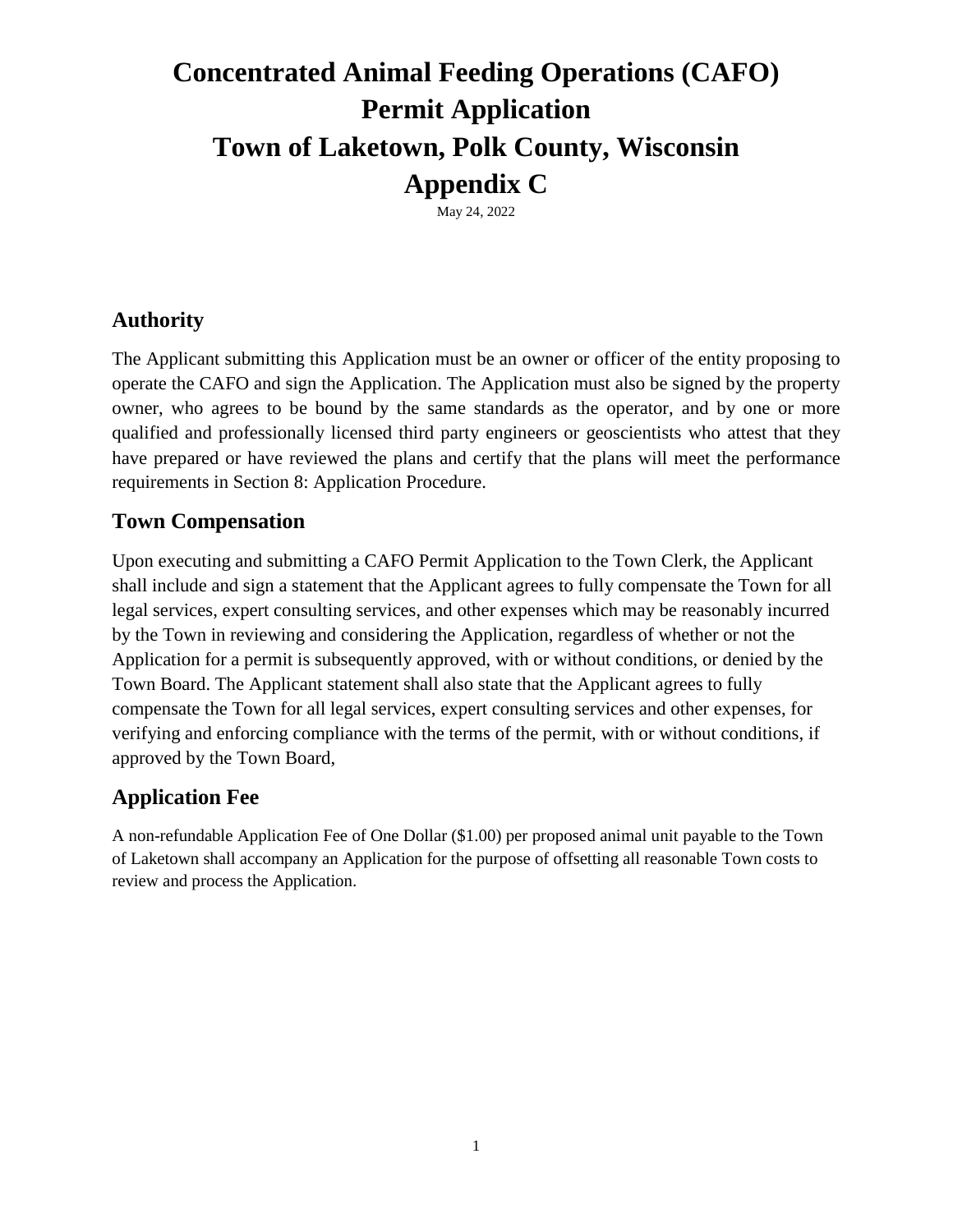# Concentrated Animal Feeding Operations (CAFO) Permit Application
# Town of Laketown, Polk County, Wisconsin
# Appendix C

May 24, 2022

## Authority

The Applicant submitting this Application must be an owner or officer of the entity proposing to operate the CAFO and sign the Application. The Application must also be signed by the property owner, who agrees to be bound by the same standards as the operator, and by one or more qualified and professionally licensed third party engineers or geoscientists who attest that they have prepared or have reviewed the plans and certify that the plans will meet the performance requirements in Section 8: Application Procedure.

## Town Compensation

Upon executing and submitting a CAFO Permit Application to the Town Clerk, the Applicant shall include and sign a statement that the Applicant agrees to fully compensate the Town for all legal services, expert consulting services, and other expenses which may be reasonably incurred by the Town in reviewing and considering the Application, regardless of whether or not the Application for a permit is subsequently approved, with or without conditions, or denied by the Town Board. The Applicant statement shall also state that the Applicant agrees to fully compensate the Town for all legal services, expert consulting services and other expenses, for verifying and enforcing compliance with the terms of the permit, with or without conditions, if approved by the Town Board,

## Application Fee

A non-refundable Application Fee of One Dollar ($1.00) per proposed animal unit payable to the Town of Laketown shall accompany an Application for the purpose of offsetting all reasonable Town costs to review and process the Application.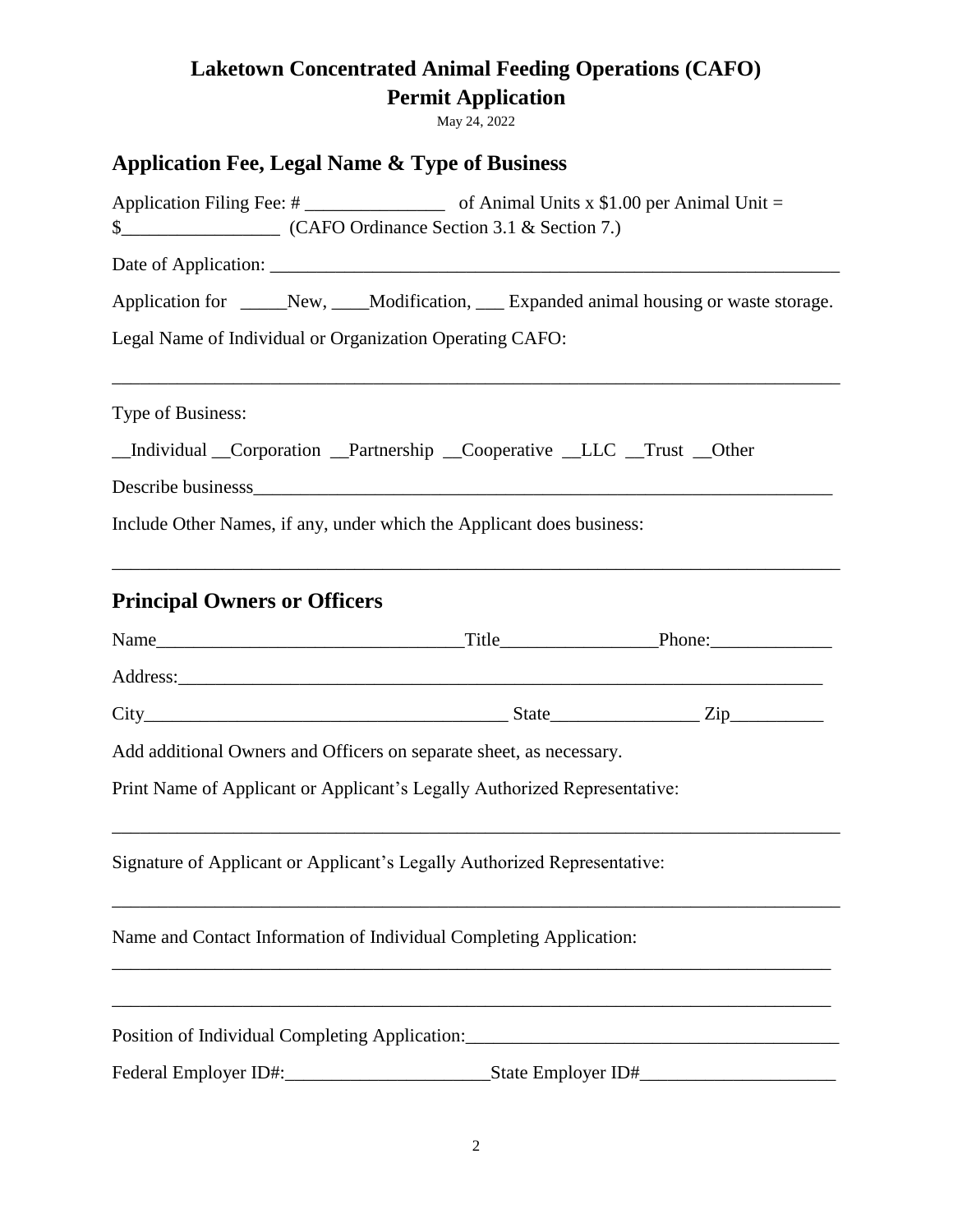# Laketown Concentrated Animal Feeding Operations (CAFO)
# Permit Application

May 24, 2022

## Application Fee, Legal Name & Type of Business

Application Filing Fee: # _______________ of Animal Units x $1.00 per Animal Unit = $_________________ (CAFO Ordinance Section 3.1 & Section 7.)

Date of Application: _______________________________________________________________

Application for _____New, ____Modification, ___ Expanded animal housing or waste storage.

Legal Name of Individual or Organization Operating CAFO:

_______________________________________________________________________________

Type of Business:

__Individual __Corporation __Partnership __Cooperative __LLC __Trust __Other

Describe businesss_________________________________________________________________

Include Other Names, if any, under which the Applicant does business:

_______________________________________________________________________________

## Principal Owners or Officers

Name_________________________________Title_________________Phone:_____________

Address:_______________________________________________________________________

City_______________________________________ State________________ Zip__________

Add additional Owners and Officers on separate sheet, as necessary.

Print Name of Applicant or Applicant's Legally Authorized Representative:

_______________________________________________________________________________

Signature of Applicant or Applicant's Legally Authorized Representative:

_______________________________________________________________________________

Name and Contact Information of Individual Completing Application:

_______________________________________________________________________________

_______________________________________________________________________________

Position of Individual Completing Application:________________________________________

Federal Employer ID#:______________________State Employer ID#_____________________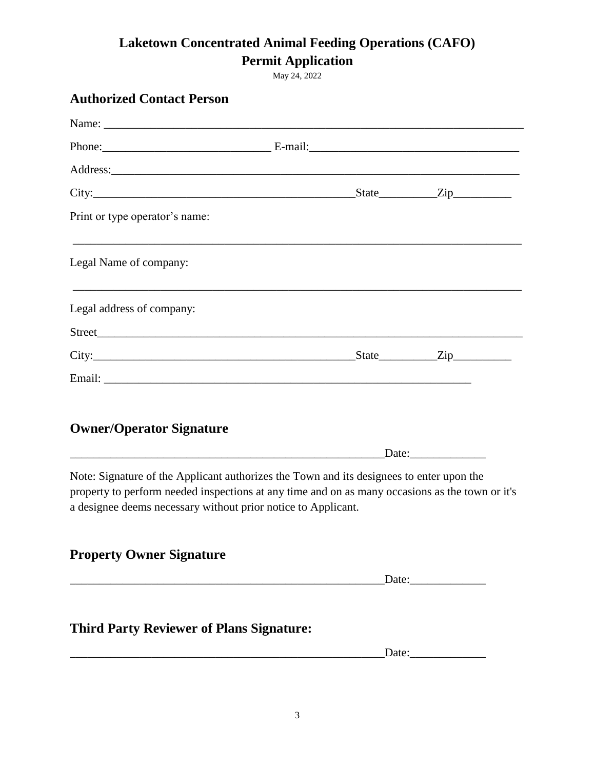# Laketown Concentrated Animal Feeding Operations (CAFO)
# Permit Application

May 24, 2022

## Authorized Contact Person

Name: ___________________________________________________________________________

Phone:_____________________________ E-mail:____________________________________

Address:__________________________________________________________________________

City:______________________________________________State__________Zip__________

Print or type operator's name:

_________________________________________________________________________________

Legal Name of company:

_________________________________________________________________________________

Legal address of company:

Street____________________________________________________________________________

City:______________________________________________State__________Zip__________

Email: _________________________________________________________________

## Owner/Operator Signature

________________________________________________________Date:_____________

Note: Signature of the Applicant authorizes the Town and its designees to enter upon the property to perform needed inspections at any time and on as many occasions as the town or it's a designee deems necessary without prior notice to Applicant.

## Property Owner Signature

________________________________________________________Date:_____________

## Third Party Reviewer of Plans Signature:

________________________________________________________Date:_____________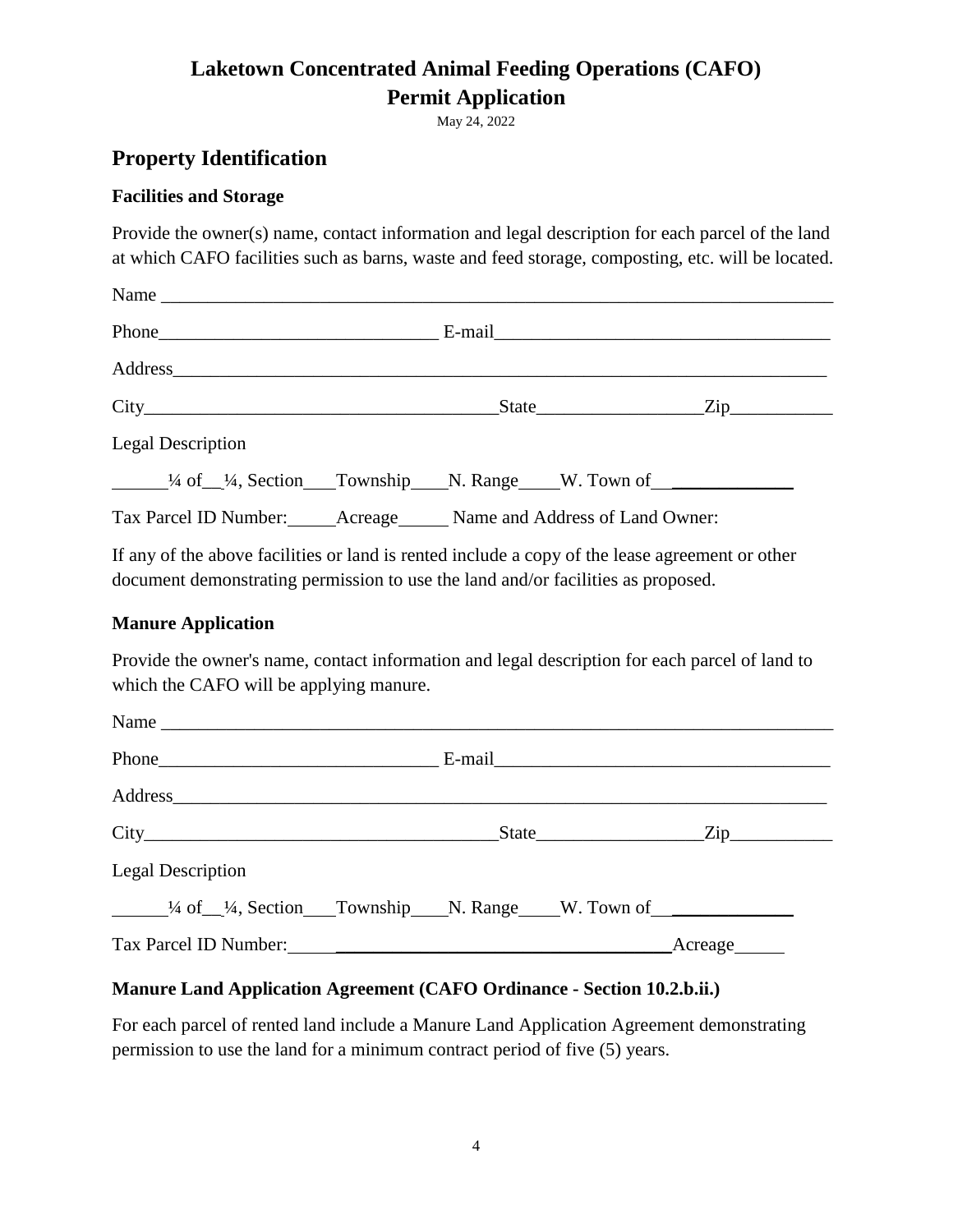# Laketown Concentrated Animal Feeding Operations (CAFO) Permit Application

May 24, 2022

## Property Identification

### Facilities and Storage

Provide the owner(s) name, contact information and legal description for each parcel of the land at which CAFO facilities such as barns, waste and feed storage, composting, etc. will be located.

Name ___________________________________________________________________________

Phone______________________________ E-mail____________________________________

Address_________________________________________________________________________

City______________________________________State_________________Zip___________

Legal Description

______¼ of__¼, Section___Township____N. Range____W. Town of______________

Tax Parcel ID Number:_____Acreage_____ Name and Address of Land Owner:

If any of the above facilities or land is rented include a copy of the lease agreement or other document demonstrating permission to use the land and/or facilities as proposed.

### Manure Application

Provide the owner's name, contact information and legal description for each parcel of land to which the CAFO will be applying manure.

Name ___________________________________________________________________________

Phone______________________________ E-mail____________________________________

Address_________________________________________________________________________

City______________________________________State_________________Zip___________

Legal Description

______¼ of__¼, Section___Township____N. Range____W. Town of______________

Tax Parcel ID Number:______________________________________Acreage_____

### Manure Land Application Agreement (CAFO Ordinance - Section 10.2.b.ii.)

For each parcel of rented land include a Manure Land Application Agreement demonstrating permission to use the land for a minimum contract period of five (5) years.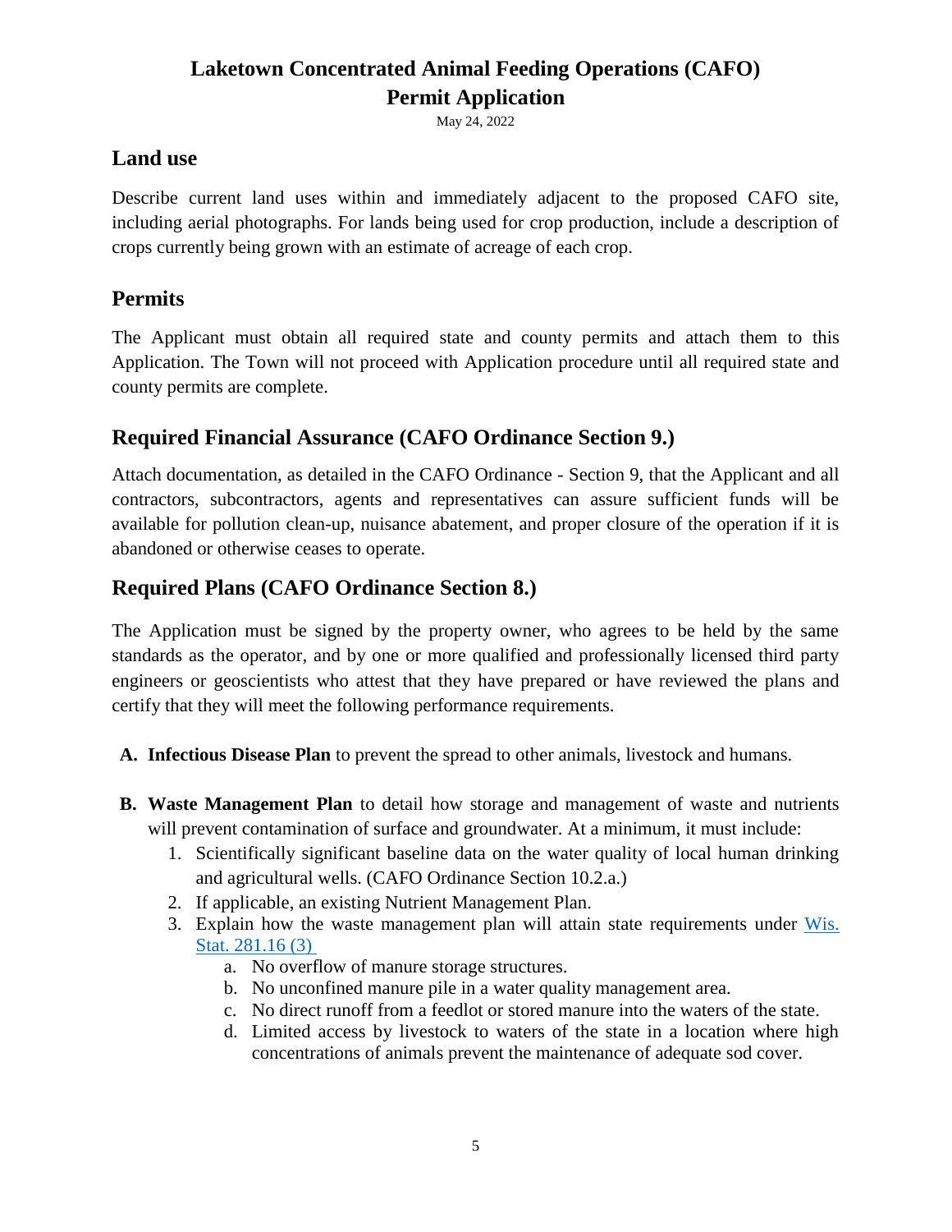# Laketown Concentrated Animal Feeding Operations (CAFO) Permit Application

May 24, 2022

## Land use

Describe current land uses within and immediately adjacent to the proposed CAFO site, including aerial photographs. For lands being used for crop production, include a description of crops currently being grown with an estimate of acreage of each crop.

## Permits

The Applicant must obtain all required state and county permits and attach them to this Application. The Town will not proceed with Application procedure until all required state and county permits are complete.

## Required Financial Assurance (CAFO Ordinance Section 9.)

Attach documentation, as detailed in the CAFO Ordinance - Section 9, that the Applicant and all contractors, subcontractors, agents and representatives can assure sufficient funds will be available for pollution clean-up, nuisance abatement, and proper closure of the operation if it is abandoned or otherwise ceases to operate.

## Required Plans (CAFO Ordinance Section 8.)

The Application must be signed by the property owner, who agrees to be held by the same standards as the operator, and by one or more qualified and professionally licensed third party engineers or geoscientists who attest that they have prepared or have reviewed the plans and certify that they will meet the following performance requirements.

A. **Infectious Disease Plan** to prevent the spread to other animals, livestock and humans.

B. **Waste Management Plan** to detail how storage and management of waste and nutrients will prevent contamination of surface and groundwater. At a minimum, it must include:
   1. Scientifically significant baseline data on the water quality of local human drinking and agricultural wells. (CAFO Ordinance Section 10.2.a.)
   2. If applicable, an existing Nutrient Management Plan.
   3. Explain how the waste management plan will attain state requirements under Wis. Stat. 281.16 (3)
      a. No overflow of manure storage structures.
      b. No unconfined manure pile in a water quality management area.
      c. No direct runoff from a feedlot or stored manure into the waters of the state.
      d. Limited access by livestock to waters of the state in a location where high concentrations of animals prevent the maintenance of adequate sod cover.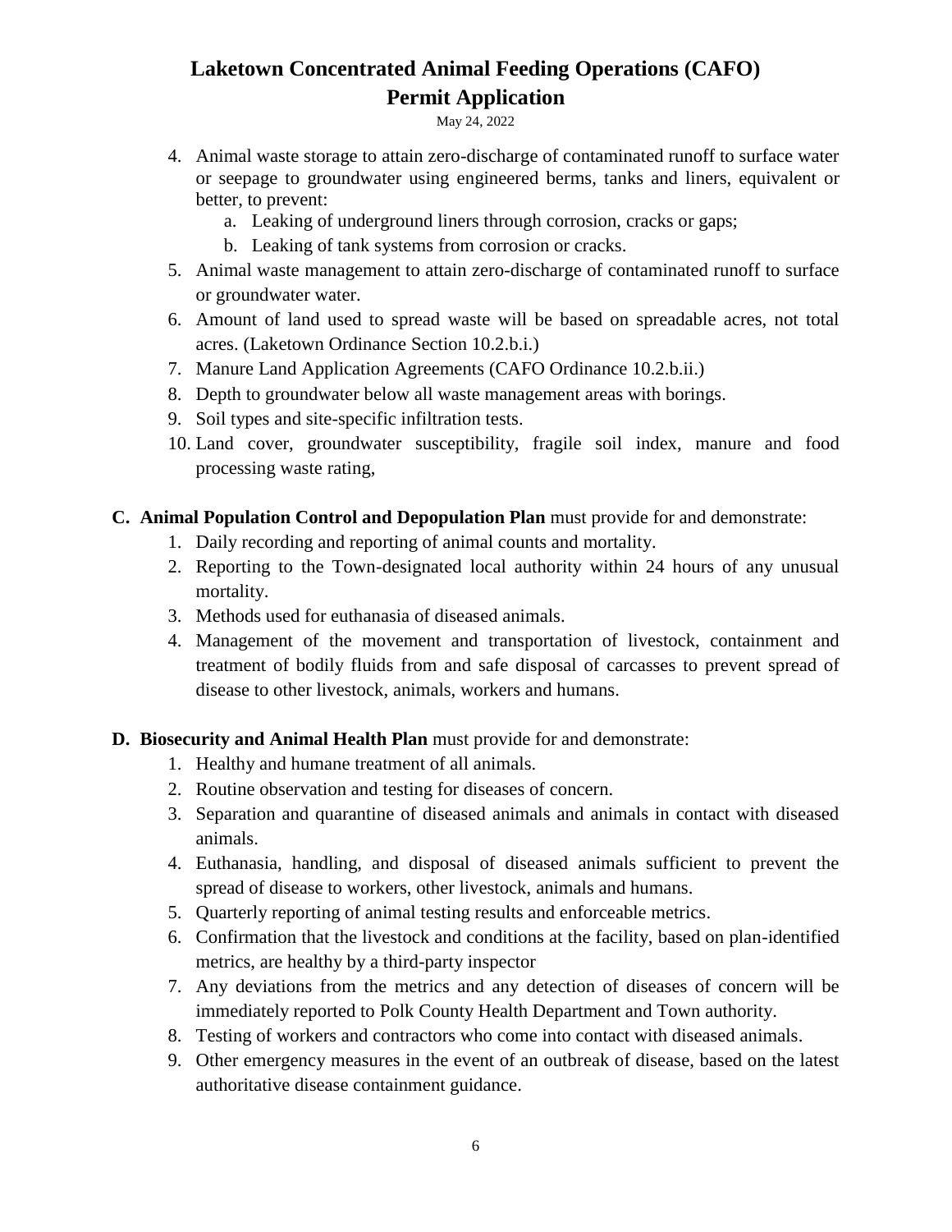4. Animal waste storage to attain zero-discharge of contaminated runoff to surface water or seepage to groundwater using engineered berms, tanks and liners, equivalent or better, to prevent:
    a. Leaking of underground liners through corrosion, cracks or gaps;
    b. Leaking of tank systems from corrosion or cracks.
5. Animal waste management to attain zero-discharge of contaminated runoff to surface or groundwater water.
6. Amount of land used to spread waste will be based on spreadable acres, not total acres. (Laketown Ordinance Section 10.2.b.i.)
7. Manure Land Application Agreements (CAFO Ordinance 10.2.b.ii.)
8. Depth to groundwater below all waste management areas with borings.
9. Soil types and site-specific infiltration tests.
10. Land cover, groundwater susceptibility, fragile soil index, manure and food processing waste rating,

**C. Animal Population Control and Depopulation Plan** must provide for and demonstrate:

1. Daily recording and reporting of animal counts and mortality.
2. Reporting to the Town-designated local authority within 24 hours of any unusual mortality.
3. Methods used for euthanasia of diseased animals.
4. Management of the movement and transportation of livestock, containment and treatment of bodily fluids from and safe disposal of carcasses to prevent spread of disease to other livestock, animals, workers and humans.

**D. Biosecurity and Animal Health Plan** must provide for and demonstrate:

1. Healthy and humane treatment of all animals.
2. Routine observation and testing for diseases of concern.
3. Separation and quarantine of diseased animals and animals in contact with diseased animals.
4. Euthanasia, handling, and disposal of diseased animals sufficient to prevent the spread of disease to workers, other livestock, animals and humans.
5. Quarterly reporting of animal testing results and enforceable metrics.
6. Confirmation that the livestock and conditions at the facility, based on plan-identified metrics, are healthy by a third-party inspector
7. Any deviations from the metrics and any detection of diseases of concern will be immediately reported to Polk County Health Department and Town authority.
8. Testing of workers and contractors who come into contact with diseased animals.
9. Other emergency measures in the event of an outbreak of disease, based on the latest authoritative disease containment guidance.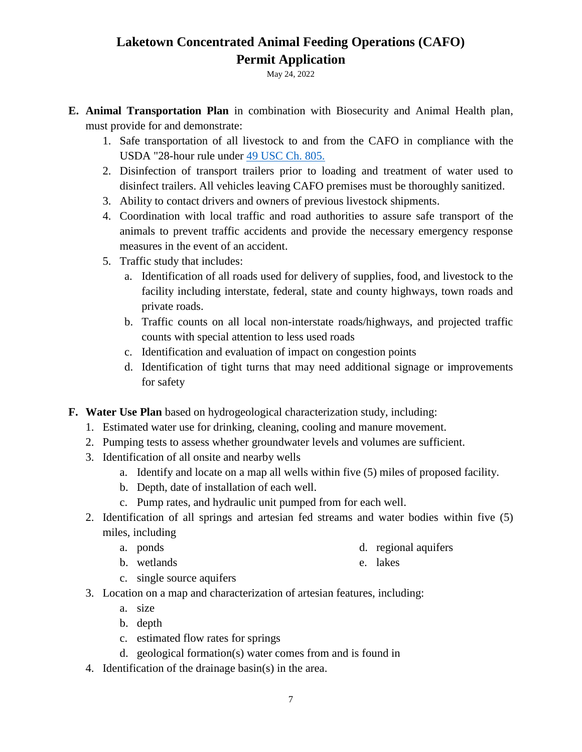# Laketown Concentrated Animal Feeding Operations (CAFO) Permit Application

May 24, 2022

**E. Animal Transportation Plan** in combination with Biosecurity and Animal Health plan, must provide for and demonstrate:

1. Safe transportation of all livestock to and from the CAFO in compliance with the USDA "28-hour rule under [49 USC Ch. 805.](#)
2. Disinfection of transport trailers prior to loading and treatment of water used to disinfect trailers. All vehicles leaving CAFO premises must be thoroughly sanitized.
3. Ability to contact drivers and owners of previous livestock shipments.
4. Coordination with local traffic and road authorities to assure safe transport of the animals to prevent traffic accidents and provide the necessary emergency response measures in the event of an accident.
5. Traffic study that includes:
   a. Identification of all roads used for delivery of supplies, food, and livestock to the facility including interstate, federal, state and county highways, town roads and private roads.
   b. Traffic counts on all local non-interstate roads/highways, and projected traffic counts with special attention to less used roads
   c. Identification and evaluation of impact on congestion points
   d. Identification of tight turns that may need additional signage or improvements for safety

**F. Water Use Plan** based on hydrogeological characterization study, including:

1. Estimated water use for drinking, cleaning, cooling and manure movement.
2. Pumping tests to assess whether groundwater levels and volumes are sufficient.
3. Identification of all onsite and nearby wells
   a. Identify and locate on a map all wells within five (5) miles of proposed facility.
   b. Depth, date of installation of each well.
   c. Pump rates, and hydraulic unit pumped from for each well.
2. Identification of all springs and artesian fed streams and water bodies within five (5) miles, including
   a. ponds
   b. wetlands
   c. single source aquifers
   d. regional aquifers
   e. lakes
3. Location on a map and characterization of artesian features, including:
   a. size
   b. depth
   c. estimated flow rates for springs
   d. geological formation(s) water comes from and is found in
4. Identification of the drainage basin(s) in the area.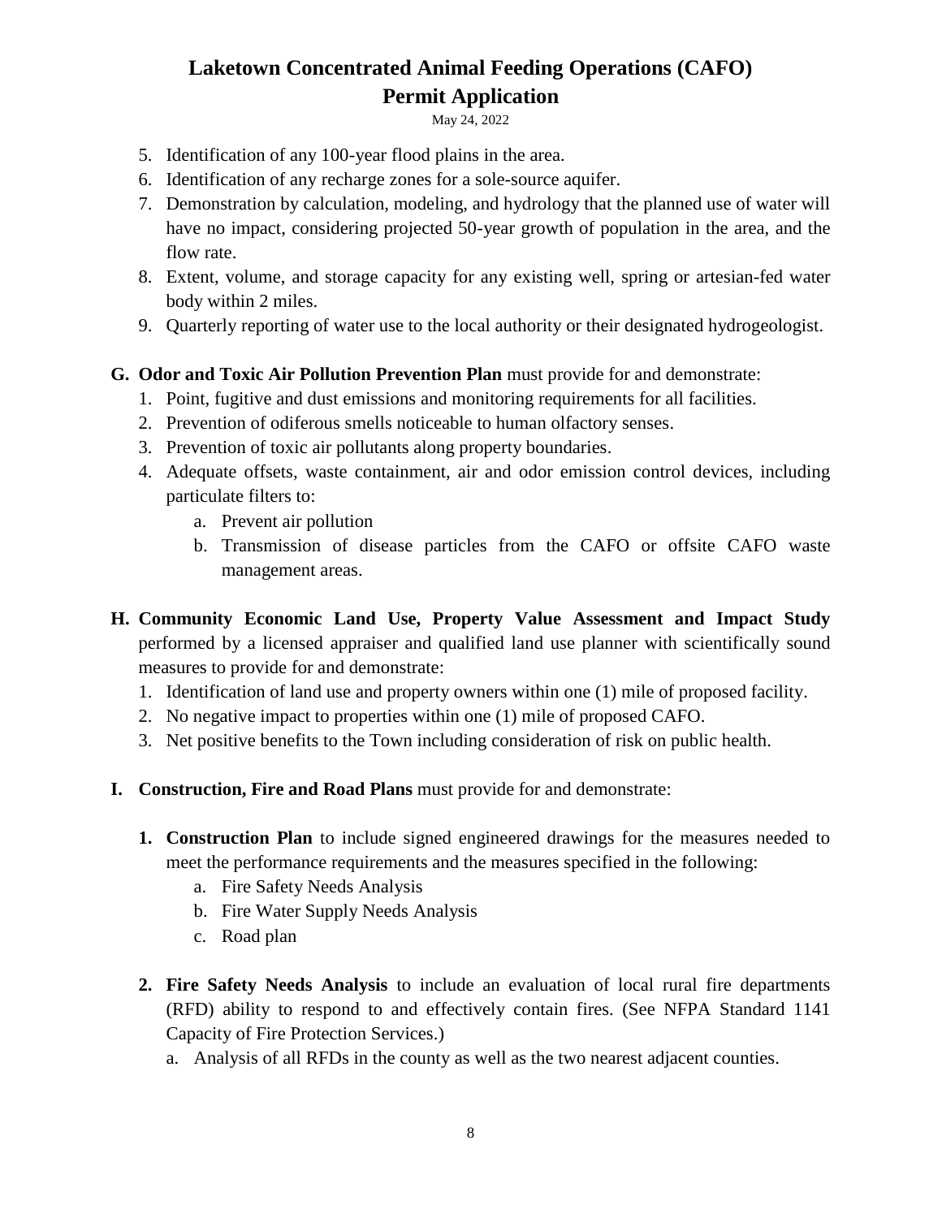5. Identification of any 100-year flood plains in the area.
6. Identification of any recharge zones for a sole-source aquifer.
7. Demonstration by calculation, modeling, and hydrology that the planned use of water will have no impact, considering projected 50-year growth of population in the area, and the flow rate.
8. Extent, volume, and storage capacity for any existing well, spring or artesian-fed water body within 2 miles.
9. Quarterly reporting of water use to the local authority or their designated hydrogeologist.

**G. Odor and Toxic Air Pollution Prevention Plan** must provide for and demonstrate:

1. Point, fugitive and dust emissions and monitoring requirements for all facilities.
2. Prevention of odiferous smells noticeable to human olfactory senses.
3. Prevention of toxic air pollutants along property boundaries.
4. Adequate offsets, waste containment, air and odor emission control devices, including particulate filters to:
    a. Prevent air pollution
    b. Transmission of disease particles from the CAFO or offsite CAFO waste management areas.

**H. Community Economic Land Use, Property Value Assessment and Impact Study** performed by a licensed appraiser and qualified land use planner with scientifically sound measures to provide for and demonstrate:

1. Identification of land use and property owners within one (1) mile of proposed facility.
2. No negative impact to properties within one (1) mile of proposed CAFO.
3. Net positive benefits to the Town including consideration of risk on public health.

**I. Construction, Fire and Road Plans** must provide for and demonstrate:

1. **Construction Plan** to include signed engineered drawings for the measures needed to meet the performance requirements and the measures specified in the following:
    a. Fire Safety Needs Analysis
    b. Fire Water Supply Needs Analysis
    c. Road plan

2. **Fire Safety Needs Analysis** to include an evaluation of local rural fire departments (RFD) ability to respond to and effectively contain fires. (See NFPA Standard 1141 Capacity of Fire Protection Services.)
    a. Analysis of all RFDs in the county as well as the two nearest adjacent counties.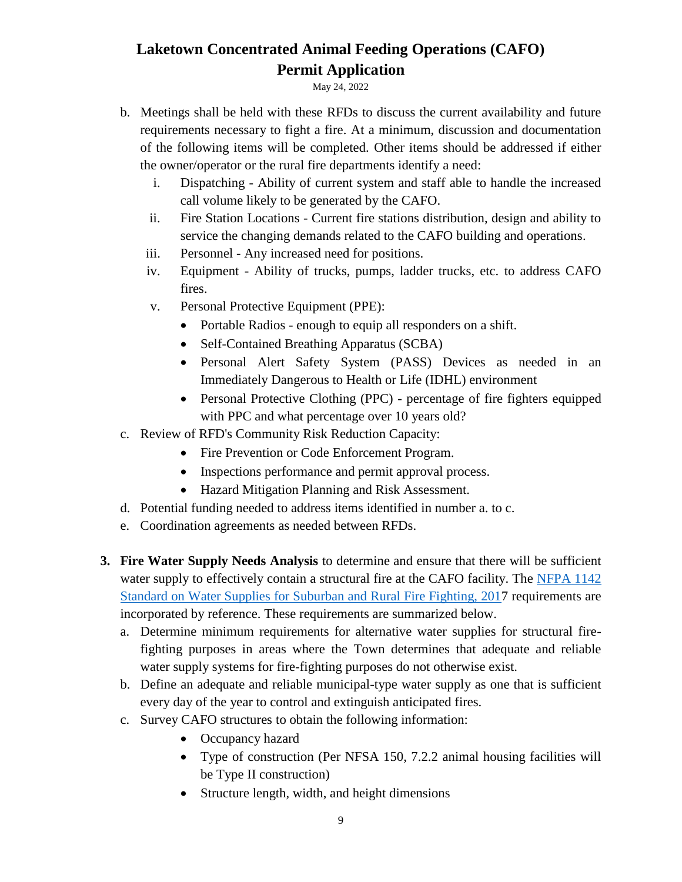b. Meetings shall be held with these RFDs to discuss the current availability and future requirements necessary to fight a fire. At a minimum, discussion and documentation of the following items will be completed. Other items should be addressed if either the owner/operator or the rural fire departments identify a need:
   i. Dispatching - Ability of current system and staff able to handle the increased call volume likely to be generated by the CAFO.
   ii. Fire Station Locations - Current fire stations distribution, design and ability to service the changing demands related to the CAFO building and operations.
   iii. Personnel - Any increased need for positions.
   iv. Equipment - Ability of trucks, pumps, ladder trucks, etc. to address CAFO fires.
   v. Personal Protective Equipment (PPE):
      - Portable Radios - enough to equip all responders on a shift.
      - Self-Contained Breathing Apparatus (SCBA)
      - Personal Alert Safety System (PASS) Devices as needed in an Immediately Dangerous to Health or Life (IDHL) environment
      - Personal Protective Clothing (PPC) - percentage of fire fighters equipped with PPC and what percentage over 10 years old?

c. Review of RFD's Community Risk Reduction Capacity:
   - Fire Prevention or Code Enforcement Program.
   - Inspections performance and permit approval process.
   - Hazard Mitigation Planning and Risk Assessment.

d. Potential funding needed to address items identified in number a. to c.

e. Coordination agreements as needed between RFDs.

3. **Fire Water Supply Needs Analysis** to determine and ensure that there will be sufficient water supply to effectively contain a structural fire at the CAFO facility. The [NFPA 1142 Standard on Water Supplies for Suburban and Rural Fire Fighting, 201]()7 requirements are incorporated by reference. These requirements are summarized below.

   a. Determine minimum requirements for alternative water supplies for structural fire-fighting purposes in areas where the Town determines that adequate and reliable water supply systems for fire-fighting purposes do not otherwise exist.

   b. Define an adequate and reliable municipal-type water supply as one that is sufficient every day of the year to control and extinguish anticipated fires.

   c. Survey CAFO structures to obtain the following information:
      - Occupancy hazard
      - Type of construction (Per NFSA 150, 7.2.2 animal housing facilities will be Type II construction)
      - Structure length, width, and height dimensions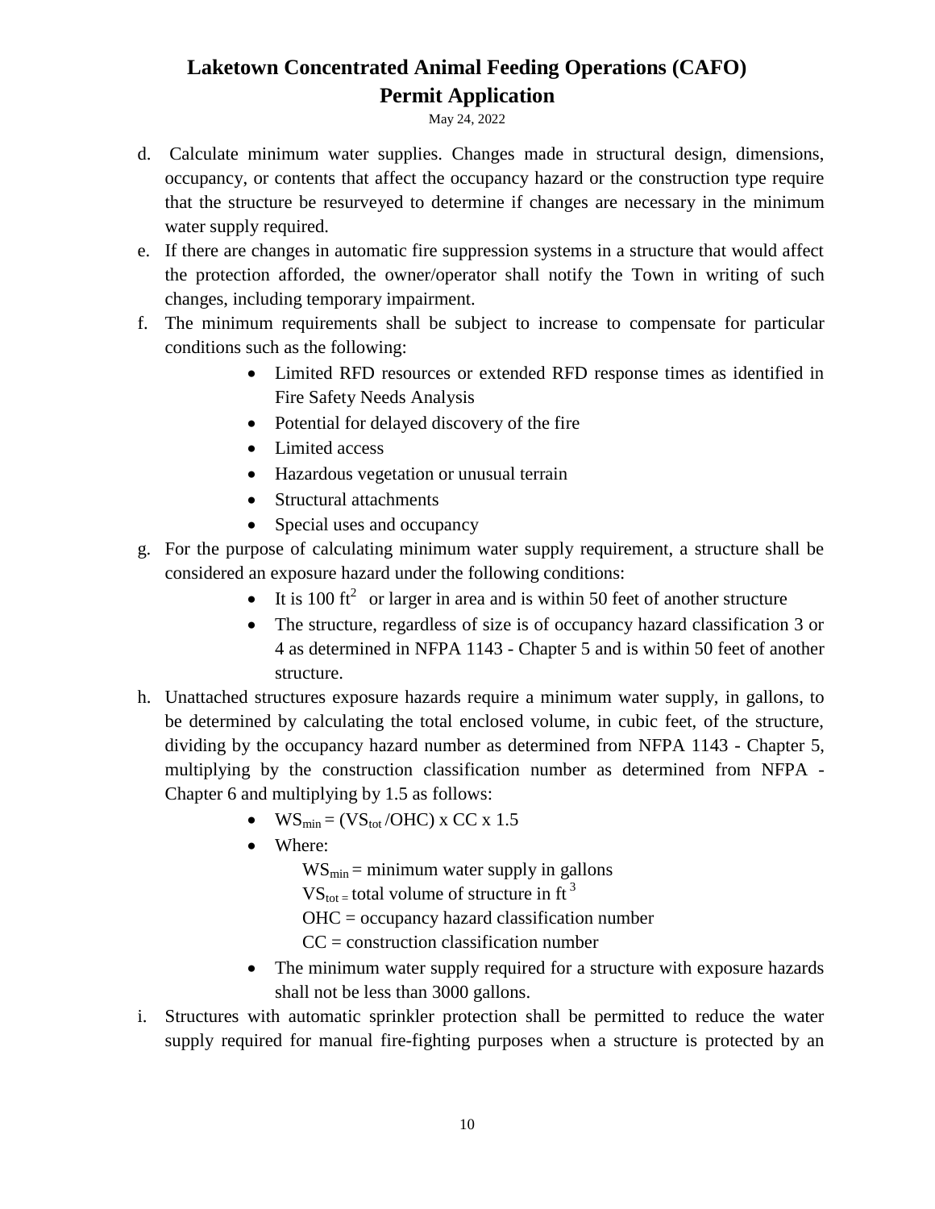d. Calculate minimum water supplies. Changes made in structural design, dimensions, occupancy, or contents that affect the occupancy hazard or the construction type require that the structure be resurveyed to determine if changes are necessary in the minimum water supply required.

e. If there are changes in automatic fire suppression systems in a structure that would affect the protection afforded, the owner/operator shall notify the Town in writing of such changes, including temporary impairment.

f. The minimum requirements shall be subject to increase to compensate for particular conditions such as the following:
   - Limited RFD resources or extended RFD response times as identified in Fire Safety Needs Analysis
   - Potential for delayed discovery of the fire
   - Limited access
   - Hazardous vegetation or unusual terrain
   - Structural attachments
   - Special uses and occupancy

g. For the purpose of calculating minimum water supply requirement, a structure shall be considered an exposure hazard under the following conditions:
   - It is 100 $ft^2$ or larger in area and is within 50 feet of another structure
   - The structure, regardless of size is of occupancy hazard classification 3 or 4 as determined in NFPA 1143 - Chapter 5 and is within 50 feet of another structure.

h. Unattached structures exposure hazards require a minimum water supply, in gallons, to be determined by calculating the total enclosed volume, in cubic feet, of the structure, dividing by the occupancy hazard number as determined from NFPA 1143 - Chapter 5, multiplying by the construction classification number as determined from NFPA - Chapter 6 and multiplying by 1.5 as follows:
   - $WS_{min} = (VS_{tot} / OHC) \times CC \times 1.5$
   - Where:

     $WS_{min}$ = minimum water supply in gallons

     $VS_{tot}$ = total volume of structure in $ft^3$

     OHC = occupancy hazard classification number

     CC = construction classification number
   - The minimum water supply required for a structure with exposure hazards shall not be less than 3000 gallons.

i. Structures with automatic sprinkler protection shall be permitted to reduce the water supply required for manual fire-fighting purposes when a structure is protected by an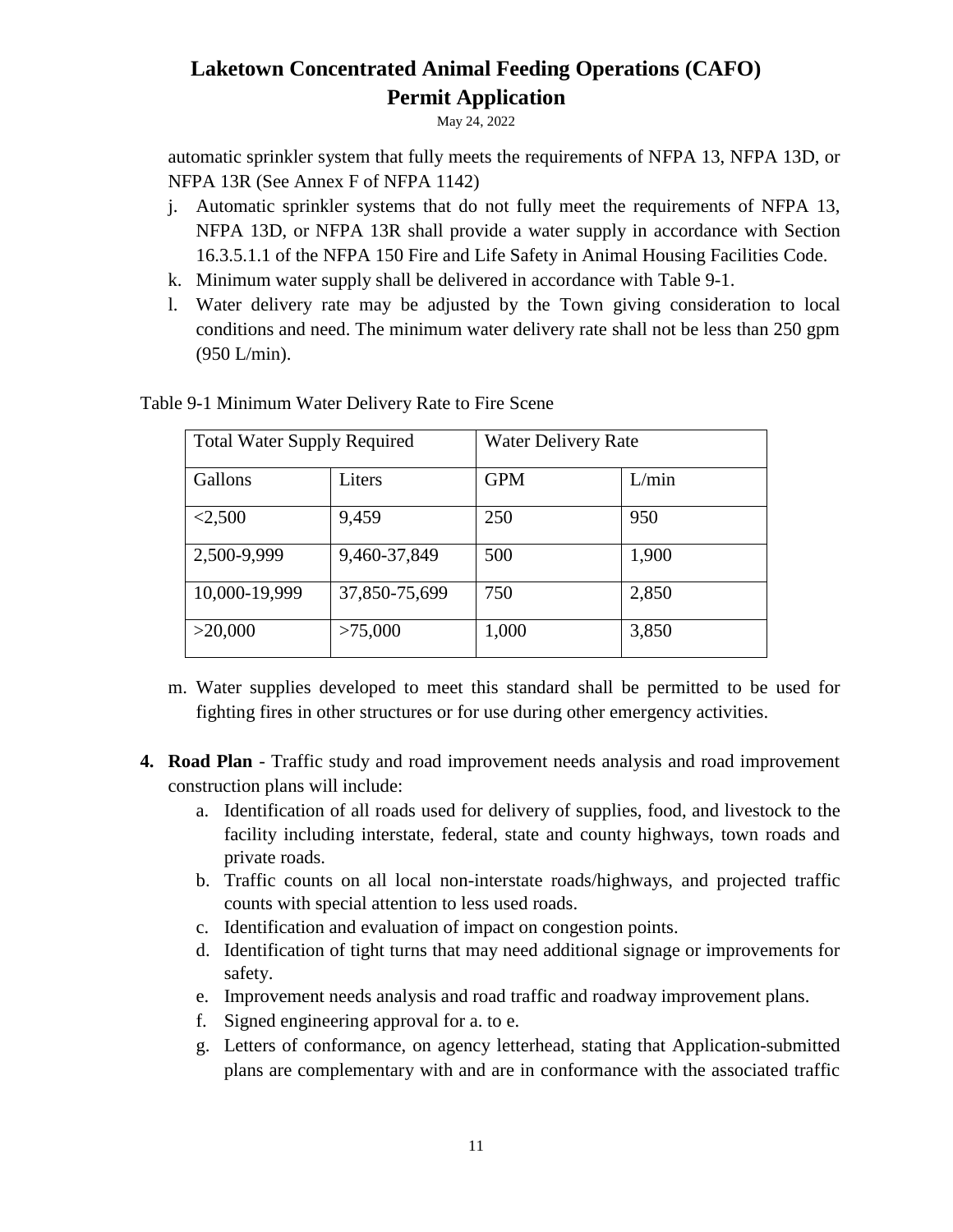automatic sprinkler system that fully meets the requirements of NFPA 13, NFPA 13D, or NFPA 13R (See Annex F of NFPA 1142)

j. Automatic sprinkler systems that do not fully meet the requirements of NFPA 13, NFPA 13D, or NFPA 13R shall provide a water supply in accordance with Section 16.3.5.1.1 of the NFPA 150 Fire and Life Safety in Animal Housing Facilities Code.
k. Minimum water supply shall be delivered in accordance with Table 9-1.
l. Water delivery rate may be adjusted by the Town giving consideration to local conditions and need. The minimum water delivery rate shall not be less than 250 gpm (950 L/min).

Table 9-1 Minimum Water Delivery Rate to Fire Scene

| Total Water Supply Required | | Water Delivery Rate | |
|---|---|---|---|
| Gallons | Liters | GPM | L/min |
| <2,500 | 9,459 | 250 | 950 |
| 2,500-9,999 | 9,460-37,849 | 500 | 1,900 |
| 10,000-19,999 | 37,850-75,699 | 750 | 2,850 |
| >20,000 | >75,000 | 1,000 | 3,850 |

m. Water supplies developed to meet this standard shall be permitted to be used for fighting fires in other structures or for use during other emergency activities.

4. **Road Plan** - Traffic study and road improvement needs analysis and road improvement construction plans will include:
   a. Identification of all roads used for delivery of supplies, food, and livestock to the facility including interstate, federal, state and county highways, town roads and private roads.
   b. Traffic counts on all local non-interstate roads/highways, and projected traffic counts with special attention to less used roads.
   c. Identification and evaluation of impact on congestion points.
   d. Identification of tight turns that may need additional signage or improvements for safety.
   e. Improvement needs analysis and road traffic and roadway improvement plans.
   f. Signed engineering approval for a. to e.
   g. Letters of conformance, on agency letterhead, stating that Application-submitted plans are complementary with and are in conformance with the associated traffic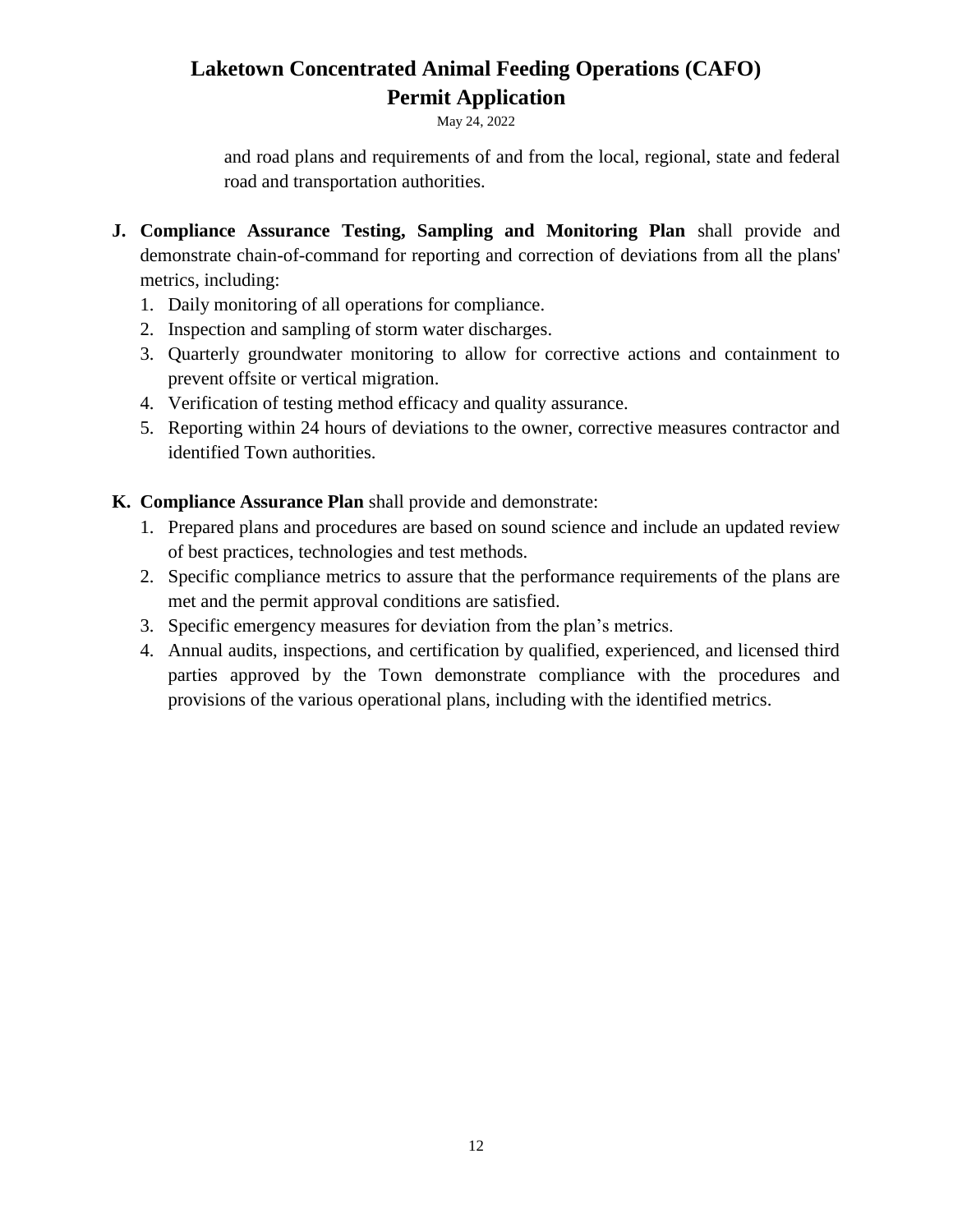and road plans and requirements of and from the local, regional, state and federal road and transportation authorities.

**J. Compliance Assurance Testing, Sampling and Monitoring Plan** shall provide and demonstrate chain-of-command for reporting and correction of deviations from all the plans' metrics, including:

1. Daily monitoring of all operations for compliance.
2. Inspection and sampling of storm water discharges.
3. Quarterly groundwater monitoring to allow for corrective actions and containment to prevent offsite or vertical migration.
4. Verification of testing method efficacy and quality assurance.
5. Reporting within 24 hours of deviations to the owner, corrective measures contractor and identified Town authorities.

**K. Compliance Assurance Plan** shall provide and demonstrate:

1. Prepared plans and procedures are based on sound science and include an updated review of best practices, technologies and test methods.
2. Specific compliance metrics to assure that the performance requirements of the plans are met and the permit approval conditions are satisfied.
3. Specific emergency measures for deviation from the plan's metrics.
4. Annual audits, inspections, and certification by qualified, experienced, and licensed third parties approved by the Town demonstrate compliance with the procedures and provisions of the various operational plans, including with the identified metrics.